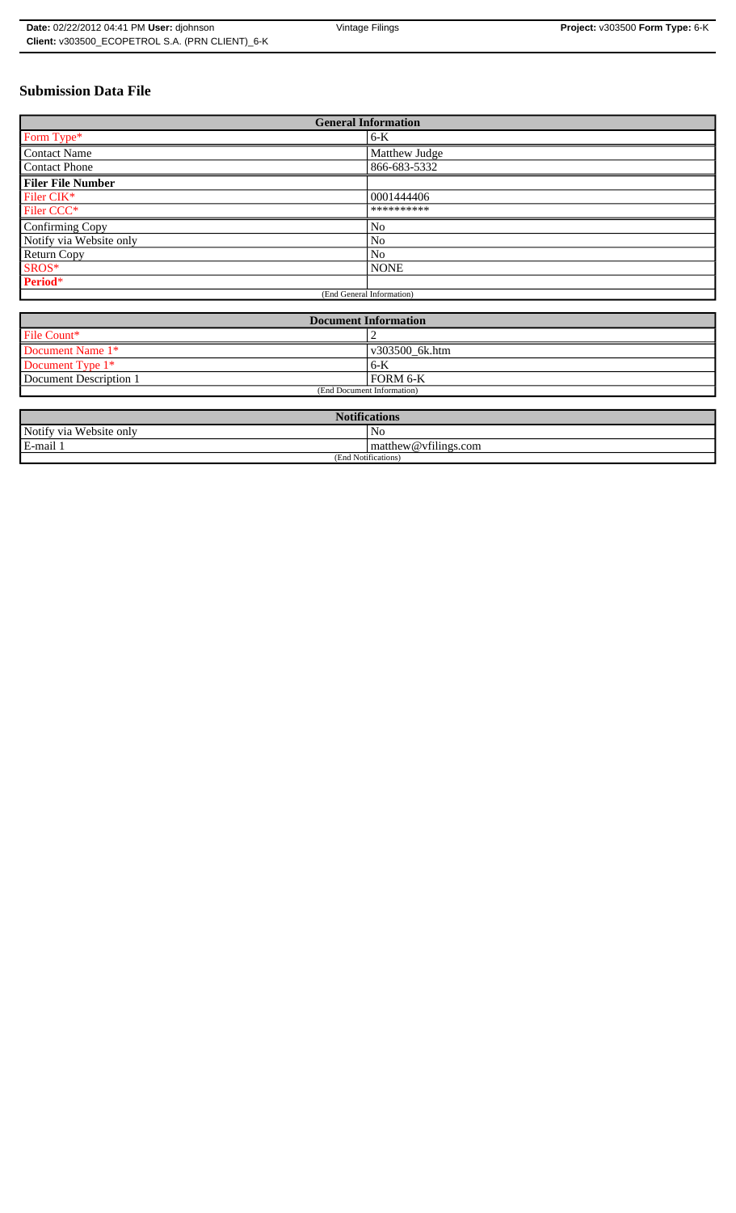# Submission Data File

| General Information | |
|---|---|
| Form Type* | 6-K |
| Contact Name | Matthew Judge |
| Contact Phone | 866-683-5332 |
| **Filer File Number** | |
| Filer CIK* | 0001444406 |
| Filer CCC* | ********** |
| Confirming Copy | No |
| Notify via Website only | No |
| Return Copy | No |
| SROS* | NONE |
| **Period*** | |
| (End General Information) | |

| Document Information | |
|---|---|
| File Count* | 2 |
| Document Name 1* | v303500_6k.htm |
| Document Type 1* | 6-K |
| Document Description 1 | FORM 6-K |
| (End Document Information) | |

| Notifications | |
|---|---|
| Notify via Website only | No |
| E-mail 1 | matthew@vfilings.com |
| (End Notifications) | |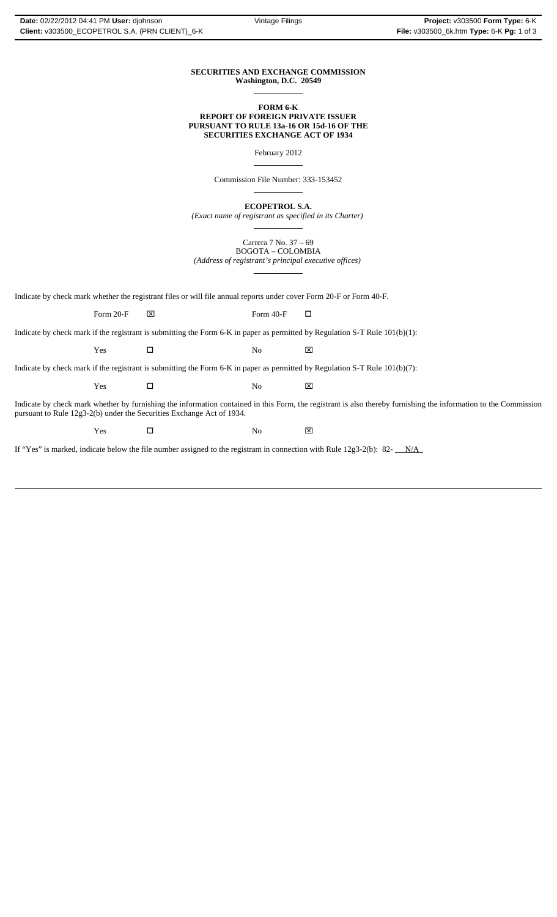**SECURITIES AND EXCHANGE COMMISSION**
**Washington, D.C. 20549**

---

**FORM 6-K**
**REPORT OF FOREIGN PRIVATE ISSUER**
**PURSUANT TO RULE 13a-16 OR 15d-16 OF THE**
**SECURITIES EXCHANGE ACT OF 1934**

February 2012

---

Commission File Number: 333-153452

---

**ECOPETROL S.A.**
*(Exact name of registrant as specified in its Charter)*

---

Carrera 7 No. 37 – 69
BOGOTA – COLOMBIA
*(Address of registrant's principal executive offices)*

---

Indicate by check mark whether the registrant files or will file annual reports under cover Form 20-F or Form 40-F.

Form 20-F ☒ Form 40-F ☐

Indicate by check mark if the registrant is submitting the Form 6-K in paper as permitted by Regulation S-T Rule 101(b)(1):

Yes ☐ No ☒

Indicate by check mark if the registrant is submitting the Form 6-K in paper as permitted by Regulation S-T Rule 101(b)(7):

Yes ☐ No ☒

Indicate by check mark whether by furnishing the information contained in this Form, the registrant is also thereby furnishing the information to the Commission pursuant to Rule 12g3-2(b) under the Securities Exchange Act of 1934.

Yes ☐ No ☒

If "Yes" is marked, indicate below the file number assigned to the registrant in connection with Rule 12g3-2(b): 82- N/A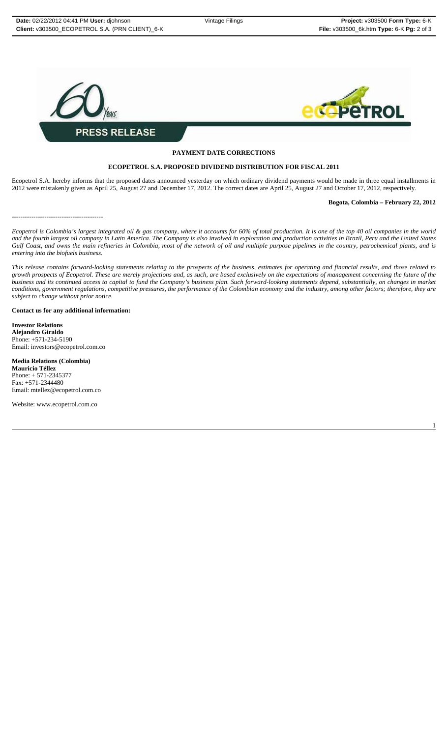**PRESS RELEASE**

**PAYMENT DATE CORRECTIONS**

**ECOPETROL S.A. PROPOSED DIVIDEND DISTRIBUTION FOR FISCAL 2011**

Ecopetrol S.A. hereby informs that the proposed dates announced yesterday on which ordinary dividend payments would be made in three equal installments in 2012 were mistakenly given as April 25, August 27 and December 17, 2012. The correct dates are April 25, August 27 and October 17, 2012, respectively.

**Bogota, Colombia – February 22, 2012**

-----------------------------------------

*Ecopetrol is Colombia's largest integrated oil & gas company, where it accounts for 60% of total production. It is one of the top 40 oil companies in the world and the fourth largest oil company in Latin America. The Company is also involved in exploration and production activities in Brazil, Peru and the United States Gulf Coast, and owns the main refineries in Colombia, most of the network of oil and multiple purpose pipelines in the country, petrochemical plants, and is entering into the biofuels business.*

*This release contains forward-looking statements relating to the prospects of the business, estimates for operating and financial results, and those related to growth prospects of Ecopetrol. These are merely projections and, as such, are based exclusively on the expectations of management concerning the future of the business and its continued access to capital to fund the Company's business plan. Such forward-looking statements depend, substantially, on changes in market conditions, government regulations, competitive pressures, the performance of the Colombian economy and the industry, among other factors; therefore, they are subject to change without prior notice.*

**Contact us for any additional information:**

**Investor Relations**
**Alejandro Giraldo**
Phone: +571-234-5190
Email: investors@ecopetrol.com.co

**Media Relations (Colombia)**
**Mauricio Téllez**
Phone: + 571-2345377
Fax: +571-2344480
Email: mtellez@ecopetrol.com.co

Website: www.ecopetrol.com.co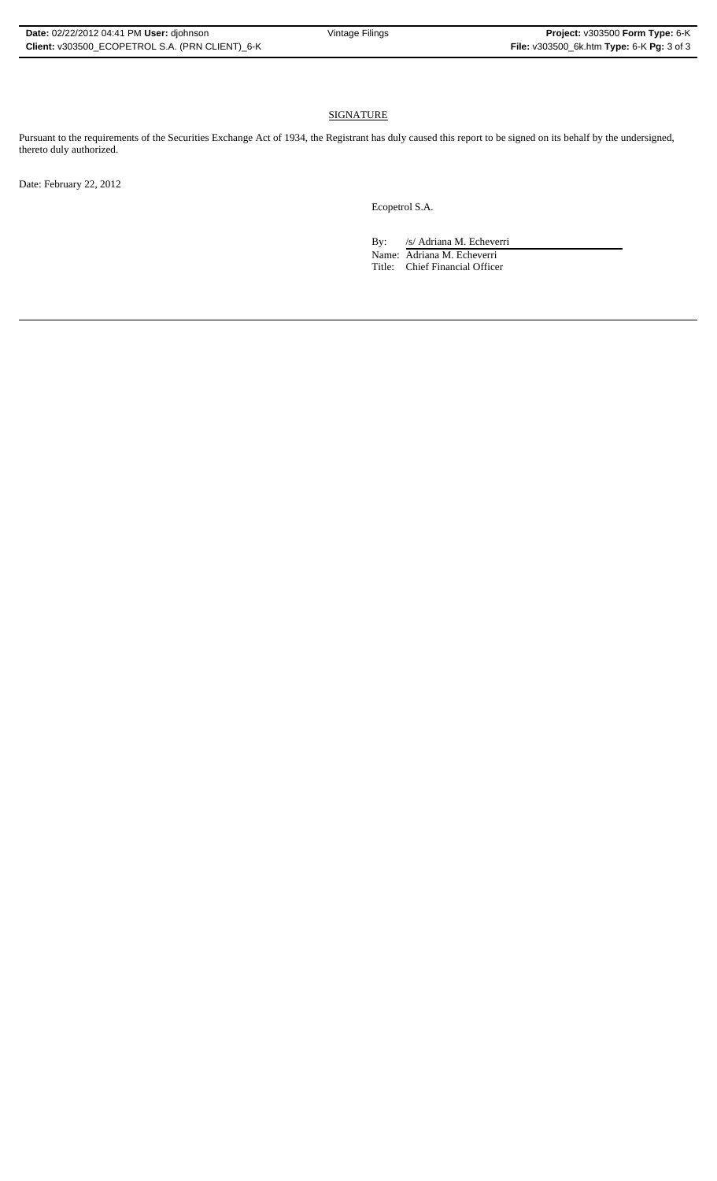## SIGNATURE

Pursuant to the requirements of the Securities Exchange Act of 1934, the Registrant has duly caused this report to be signed on its behalf by the undersigned, thereto duly authorized.

Date: February 22, 2012

Ecopetrol S.A.

By: /s/ Adriana M. Echeverri

Name: Adriana M. Echeverri

Title: Chief Financial Officer